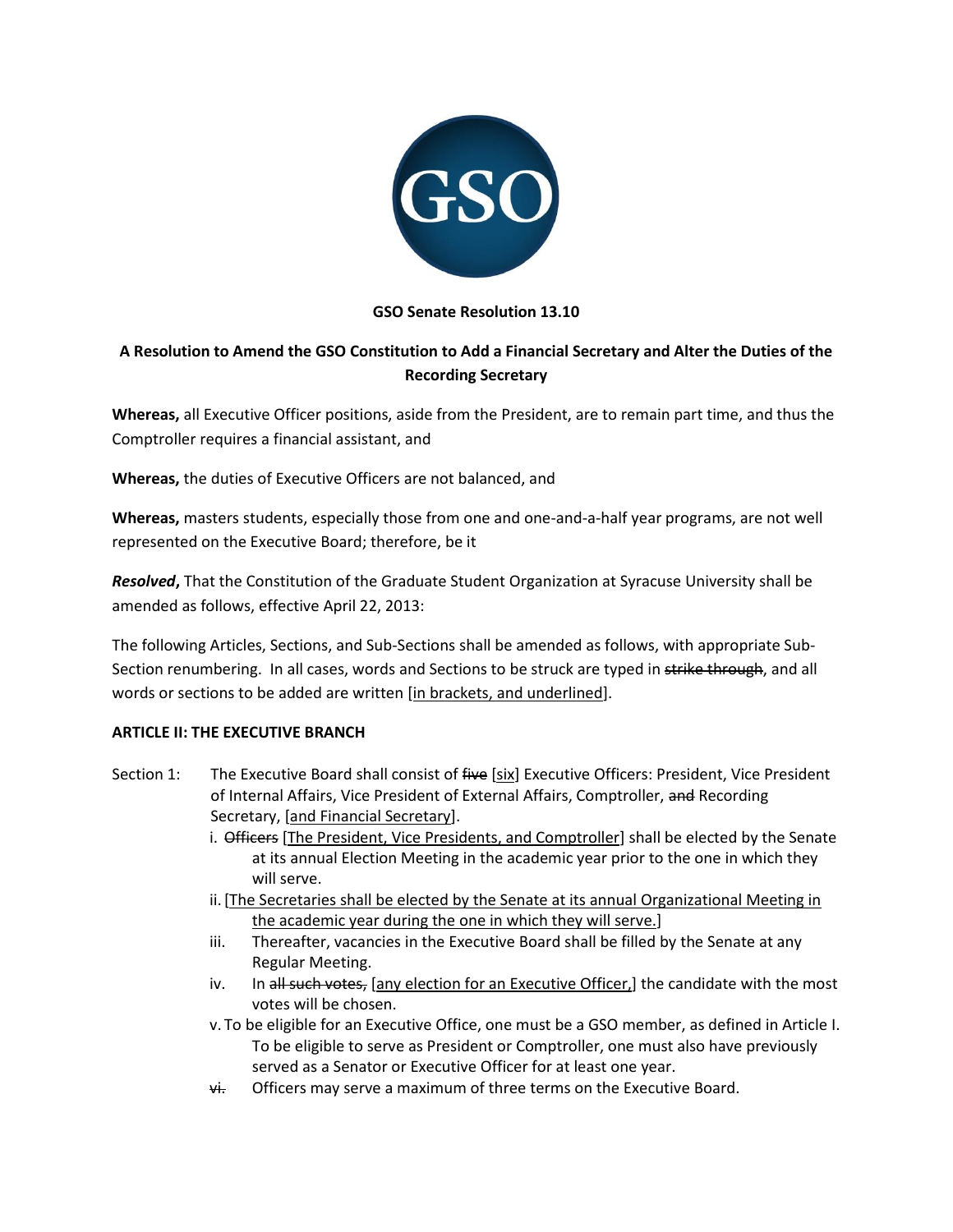**GSO Senate Resolution 13.10**

**A Resolution to Amend the GSO Constitution to Add a Financial Secretary and Alter the Duties of the Recording Secretary**

**Whereas,** all Executive Officer positions, aside from the President, are to remain part time, and thus the Comptroller requires a financial assistant, and

**Whereas,** the duties of Executive Officers are not balanced, and

**Whereas,** masters students, especially those from one and one-and-a-half year programs, are not well represented on the Executive Board; therefore, be it

***Resolved*****,** That the Constitution of the Graduate Student Organization at Syracuse University shall be amended as follows, effective April 22, 2013:

The following Articles, Sections, and Sub-Sections shall be amended as follows, with appropriate Sub-Section renumbering. In all cases, words and Sections to be struck are typed in ~~strike through~~, and all words or sections to be added are written [<u>in brackets, and underlined</u>].

**ARTICLE II: THE EXECUTIVE BRANCH**

Section 1: The Executive Board shall consist of ~~five~~ [<u>six</u>] Executive Officers: President, Vice President of Internal Affairs, Vice President of External Affairs, Comptroller, ~~and~~ Recording Secretary, [<u>and Financial Secretary</u>].

- i. ~~Officers~~ [<u>The President, Vice Presidents, and Comptroller</u>] shall be elected by the Senate at its annual Election Meeting in the academic year prior to the one in which they will serve.
- ii. [<u>The Secretaries shall be elected by the Senate at its annual Organizational Meeting in the academic year during the one in which they will serve.</u>]
- iii. Thereafter, vacancies in the Executive Board shall be filled by the Senate at any Regular Meeting.
- iv. In ~~all such votes,~~ [<u>any election for an Executive Officer,</u>] the candidate with the most votes will be chosen.
- v. To be eligible for an Executive Office, one must be a GSO member, as defined in Article I. To be eligible to serve as President or Comptroller, one must also have previously served as a Senator or Executive Officer for at least one year.
- ~~vi.~~ Officers may serve a maximum of three terms on the Executive Board.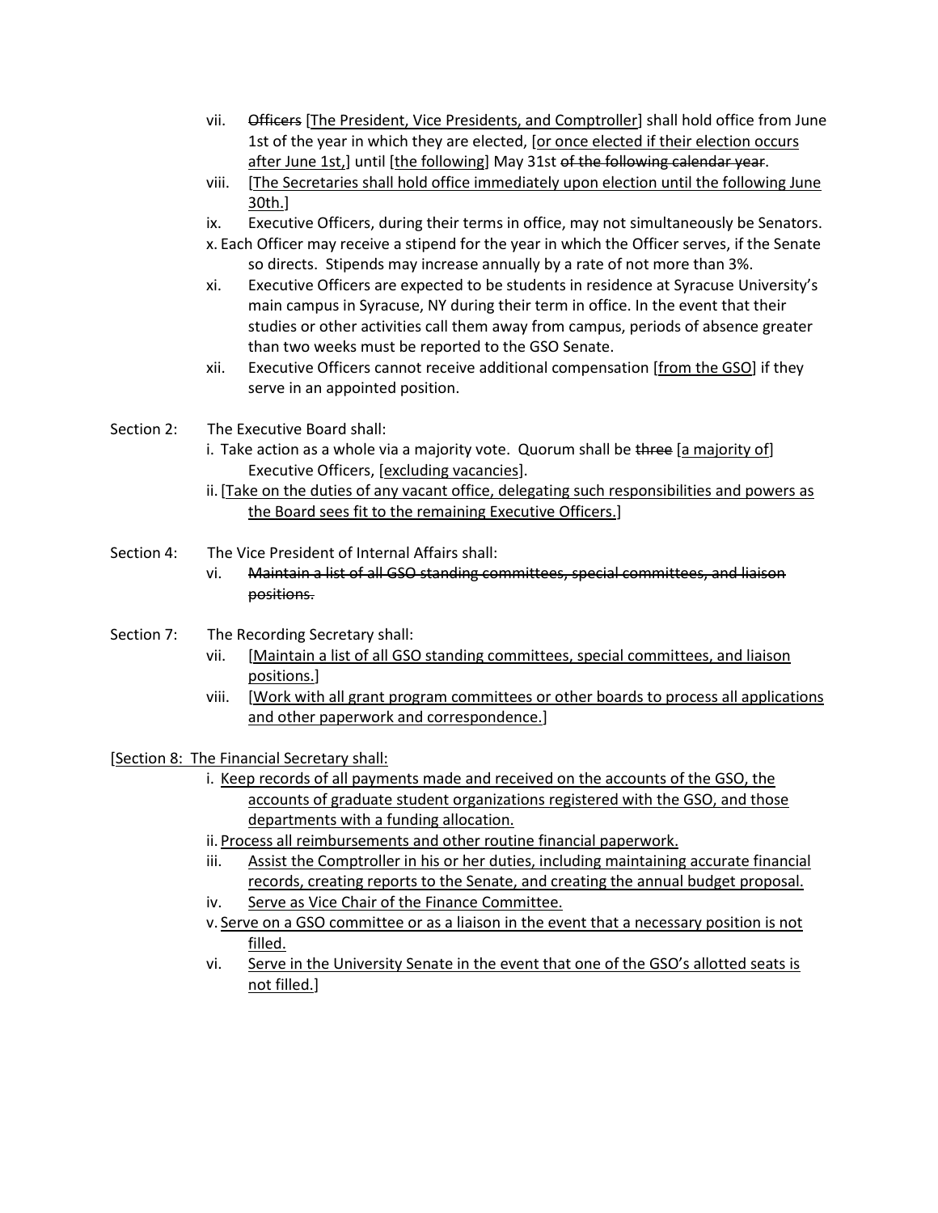vii. ~~Officers~~ [The President, Vice Presidents, and Comptroller] shall hold office from June 1st of the year in which they are elected, [or once elected if their election occurs after June 1st,] until [the following] May 31st ~~of the following calendar year~~.

viii. [The Secretaries shall hold office immediately upon election until the following June 30th.]

ix. Executive Officers, during their terms in office, may not simultaneously be Senators.

x. Each Officer may receive a stipend for the year in which the Officer serves, if the Senate so directs. Stipends may increase annually by a rate of not more than 3%.

xi. Executive Officers are expected to be students in residence at Syracuse University's main campus in Syracuse, NY during their term in office. In the event that their studies or other activities call them away from campus, periods of absence greater than two weeks must be reported to the GSO Senate.

xii. Executive Officers cannot receive additional compensation [from the GSO] if they serve in an appointed position.

Section 2: The Executive Board shall:

i. Take action as a whole via a majority vote. Quorum shall be ~~three~~ [a majority of] Executive Officers, [excluding vacancies].

ii. [Take on the duties of any vacant office, delegating such responsibilities and powers as the Board sees fit to the remaining Executive Officers.]

Section 4: The Vice President of Internal Affairs shall:

vi. ~~Maintain a list of all GSO standing committees, special committees, and liaison positions.~~

Section 7: The Recording Secretary shall:

vii. [Maintain a list of all GSO standing committees, special committees, and liaison positions.]

viii. [Work with all grant program committees or other boards to process all applications and other paperwork and correspondence.]

[Section 8: The Financial Secretary shall:

i. Keep records of all payments made and received on the accounts of the GSO, the accounts of graduate student organizations registered with the GSO, and those departments with a funding allocation.

ii. Process all reimbursements and other routine financial paperwork.

iii. Assist the Comptroller in his or her duties, including maintaining accurate financial records, creating reports to the Senate, and creating the annual budget proposal.

iv. Serve as Vice Chair of the Finance Committee.

v. Serve on a GSO committee or as a liaison in the event that a necessary position is not filled.

vi. Serve in the University Senate in the event that one of the GSO's allotted seats is not filled.]